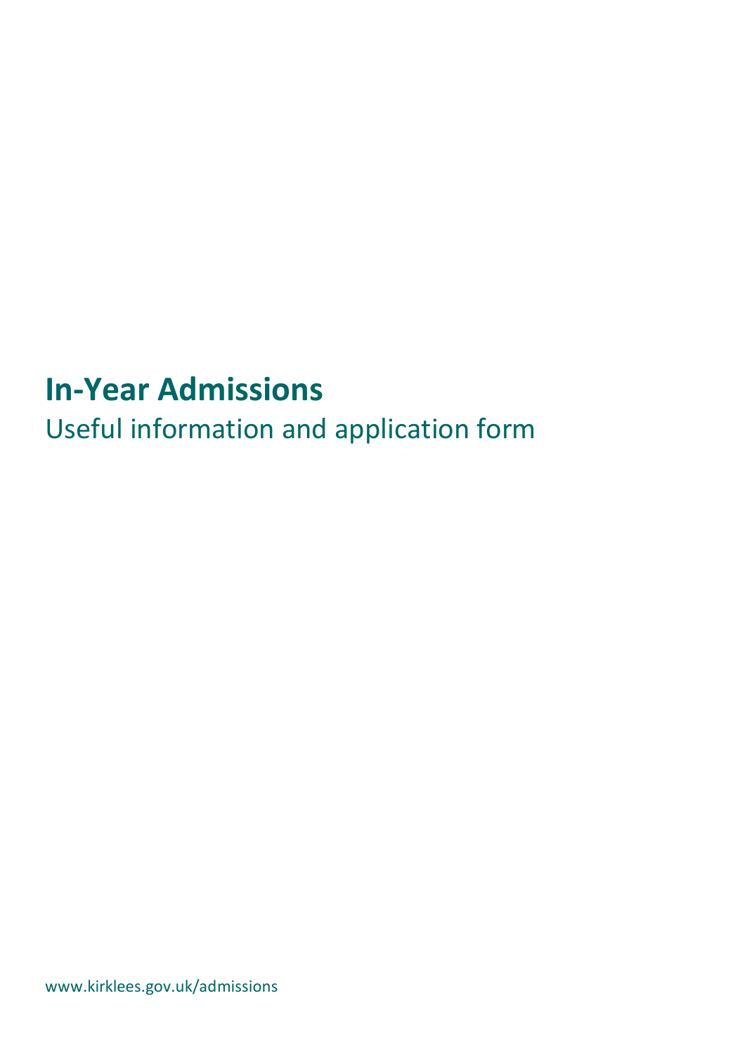# In-Year Admissions

Useful information and application form

www.kirklees.gov.uk/admissions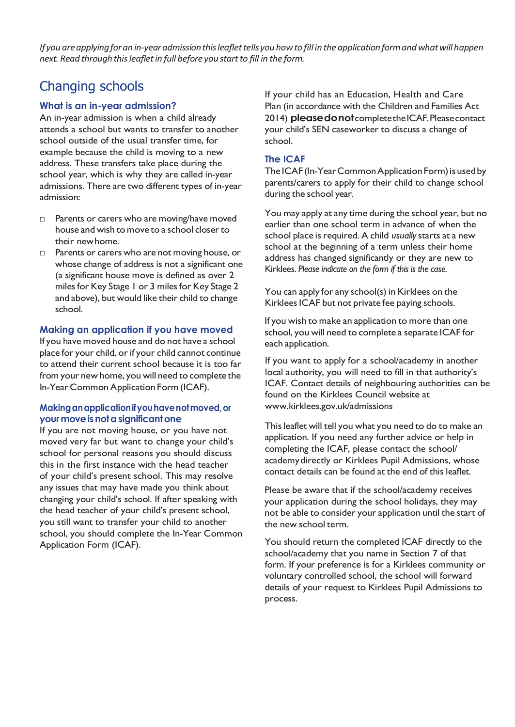*If you are applying for an in-year admission this leaflet tells you how to fill in the application form and what will happen next. Read through this leaflet in full before you start to fill in the form.*

## Changing schools

### What is an in-year admission?

An in-year admission is when a child already attends a school but wants to transfer to another school outside of the usual transfer time, for example because the child is moving to a new address. These transfers take place during the school year, which is why they are called in-year admissions. There are two different types of in-year admission:

- Parents or carers who are moving/have moved house and wish to move to a school closer to their new home.
- Parents or carers who are not moving house, or whose change of address is not a significant one (a significant house move is defined as over 2 miles for Key Stage 1 or 3 miles for Key Stage 2 and above), but would like their child to change school.

### Making an application if you have moved

If you have moved house and do not have a school place for your child, or if your child cannot continue to attend their current school because it is too far from your new home, you will need to complete the In-Year Common Application Form (ICAF).

### Making an application if you have not moved, or your move is not a significant one

If you are not moving house, or you have not moved very far but want to change your child's school for personal reasons you should discuss this in the first instance with the head teacher of your child's present school. This may resolve any issues that may have made you think about changing your child's school. If after speaking with the head teacher of your child's present school, you still want to transfer your child to another school, you should complete the In-Year Common Application Form (ICAF).

If your child has an Education, Health and Care Plan (in accordance with the Children and Families Act 2014) **please do not** complete the ICAF. Please contact your child's SEN caseworker to discuss a change of school.

### The ICAF

The ICAF (In-Year Common Application Form) is used by parents/carers to apply for their child to change school during the school year.

You may apply at any time during the school year, but no earlier than one school term in advance of when the school place is required. A child *usually* starts at a new school at the beginning of a term unless their home address has changed significantly or they are new to Kirklees. *Please indicate on the form if this is the case.*

You can apply for any school(s) in Kirklees on the Kirklees ICAF but not private fee paying schools.

If you wish to make an application to more than one school, you will need to complete a separate ICAF for each application.

If you want to apply for a school/academy in another local authority, you will need to fill in that authority's ICAF. Contact details of neighbouring authorities can be found on the Kirklees Council website at www.kirklees.gov.uk/admissions

This leaflet will tell you what you need to do to make an application. If you need any further advice or help in completing the ICAF, please contact the school/academy directly or Kirklees Pupil Admissions, whose contact details can be found at the end of this leaflet.

Please be aware that if the school/academy receives your application during the school holidays, they may not be able to consider your application until the start of the new school term.

You should return the completed ICAF directly to the school/academy that you name in Section 7 of that form. If your preference is for a Kirklees community or voluntary controlled school, the school will forward details of your request to Kirklees Pupil Admissions to process.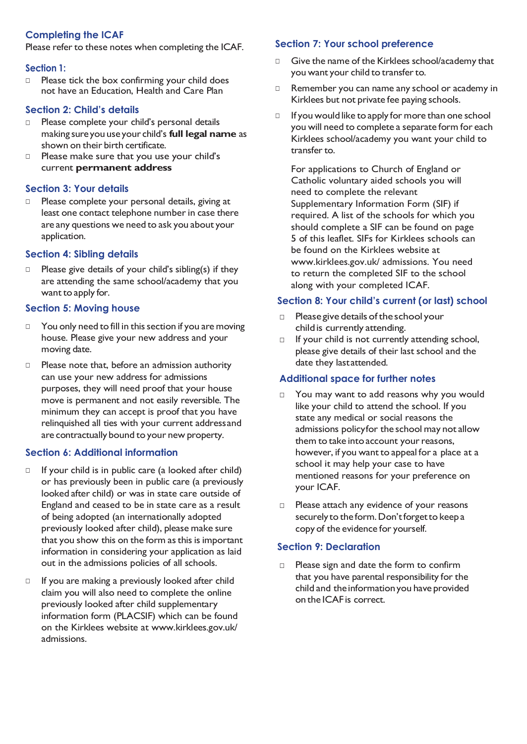## Completing the ICAF

Please refer to these notes when completing the ICAF.

### Section 1:

- Please tick the box confirming your child does not have an Education, Health and Care Plan

### Section 2: Child's details

- Please complete your child's personal details making sure you use your child's **full legal name** as shown on their birth certificate.
- Please make sure that you use your child's current **permanent address**

### Section 3: Your details

- Please complete your personal details, giving at least one contact telephone number in case there are any questions we need to ask you about your application.

### Section 4: Sibling details

- Please give details of your child's sibling(s) if they are attending the same school/academy that you want to apply for.

### Section 5: Moving house

- You only need to fill in this section if you are moving house. Please give your new address and your moving date.
- Please note that, before an admission authority can use your new address for admissions purposes, they will need proof that your house move is permanent and not easily reversible. The minimum they can accept is proof that you have relinquished all ties with your current address and are contractually bound to your new property.

### Section 6: Additional information

- If your child is in public care (a looked after child) or has previously been in public care (a previously looked after child) or was in state care outside of England and ceased to be in state care as a result of being adopted (an internationally adopted previously looked after child), please make sure that you show this on the form as this is important information in considering your application as laid out in the admissions policies of all schools.
- If you are making a previously looked after child claim you will also need to complete the online previously looked after child supplementary information form (PLACSIF) which can be found on the Kirklees website at www.kirklees.gov.uk/admissions.

### Section 7: Your school preference

- Give the name of the Kirklees school/academy that you want your child to transfer to.
- Remember you can name any school or academy in Kirklees but not private fee paying schools.
- If you would like to apply for more than one school you will need to complete a separate form for each Kirklees school/academy you want your child to transfer to.

  For applications to Church of England or Catholic voluntary aided schools you will need to complete the relevant Supplementary Information Form (SIF) if required. A list of the schools for which you should complete a SIF can be found on page 5 of this leaflet. SIFs for Kirklees schools can be found on the Kirklees website at www.kirklees.gov.uk/ admissions. You need to return the completed SIF to the school along with your completed ICAF.

### Section 8: Your child's current (or last) school

- Please give details of the school your child is currently attending.
- If your child is not currently attending school, please give details of their last school and the date they last attended.

### Additional space for further notes

- You may want to add reasons why you would like your child to attend the school. If you state any medical or social reasons the admissions policy for the school may not allow them to take into account your reasons, however, if you want to appeal for a place at a school it may help your case to have mentioned reasons for your preference on your ICAF.
- Please attach any evidence of your reasons securely to the form. Don't forget to keep a copy of the evidence for yourself.

### Section 9: Declaration

- Please sign and date the form to confirm that you have parental responsibility for the child and the information you have provided on the ICAF is correct.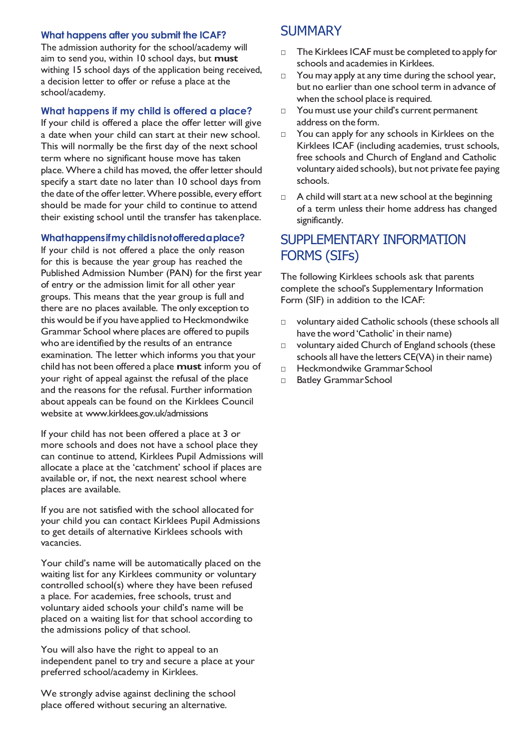### What happens after you submit the ICAF?

The admission authority for the school/academy will aim to send you, within 10 school days, but **must** withing 15 school days of the application being received, a decision letter to offer or refuse a place at the school/academy.

### What happens if my child is offered a place?

If your child is offered a place the offer letter will give a date when your child can start at their new school. This will normally be the first day of the next school term where no significant house move has taken place. Where a child has moved, the offer letter should specify a start date no later than 10 school days from the date of the offer letter. Where possible, every effort should be made for your child to continue to attend their existing school until the transfer has takenplace.

### What happens if my child is not offered a place?

If your child is not offered a place the only reason for this is because the year group has reached the Published Admission Number (PAN) for the first year of entry or the admission limit for all other year groups. This means that the year group is full and there are no places available. The only exception to this would be if you have applied to Heckmondwike Grammar School where places are offered to pupils who are identified by the results of an entrance examination. The letter which informs you that your child has not been offered a place **must** inform you of your right of appeal against the refusal of the place and the reasons for the refusal. Further information about appeals can be found on the Kirklees Council website at www.kirklees.gov.uk/admissions

If your child has not been offered a place at 3 or more schools and does not have a school place they can continue to attend, Kirklees Pupil Admissions will allocate a place at the 'catchment' school if places are available or, if not, the next nearest school where places are available.

If you are not satisfied with the school allocated for your child you can contact Kirklees Pupil Admissions to get details of alternative Kirklees schools with vacancies.

Your child's name will be automatically placed on the waiting list for any Kirklees community or voluntary controlled school(s) where they have been refused a place. For academies, free schools, trust and voluntary aided schools your child's name will be placed on a waiting list for that school according to the admissions policy of that school.

You will also have the right to appeal to an independent panel to try and secure a place at your preferred school/academy in Kirklees.

We strongly advise against declining the school place offered without securing an alternative.

## SUMMARY

- The Kirklees ICAF must be completed to apply for schools and academies in Kirklees.
- You may apply at any time during the school year, but no earlier than one school term in advance of when the school place is required.
- You must use your child's current permanent address on the form.
- You can apply for any schools in Kirklees on the Kirklees ICAF (including academies, trust schools, free schools and Church of England and Catholic voluntary aided schools), but not private fee paying schools.
- A child will start at a new school at the beginning of a term unless their home address has changed significantly.

## SUPPLEMENTARY INFORMATION FORMS (SIFs)

The following Kirklees schools ask that parents complete the school's Supplementary Information Form (SIF) in addition to the ICAF:

- voluntary aided Catholic schools (these schools all have the word 'Catholic' in their name)
- voluntary aided Church of England schools (these schools all have the letters CE(VA) in their name)
- Heckmondwike Grammar School
- Batley Grammar School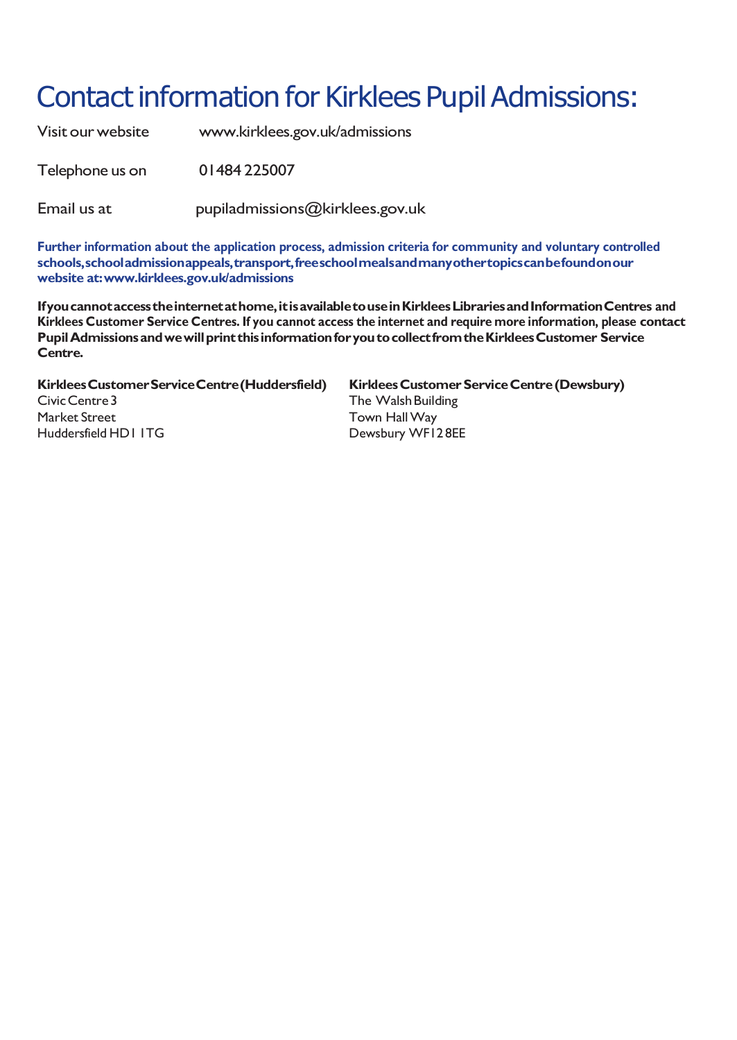# Contact information for Kirklees Pupil Admissions:

Visit our website www.kirklees.gov.uk/admissions

Telephone us on 01484 225007

Email us at pupiladmissions@kirklees.gov.uk

**Further information about the application process, admission criteria for community and voluntary controlled schools, school admission appeals, transport, free school meals and many other topics can be found on our website at: www.kirklees.gov.uk/admissions**

**If you cannot access the internet at home, it is available to use in Kirklees Libraries and Information Centres and Kirklees Customer Service Centres. If you cannot access the internet and require more information, please contact Pupil Admissions and we will print this information for you to collect from the Kirklees Customer Service Centre.**

**Kirklees Customer Service Centre (Huddersfield)**
Civic Centre 3
Market Street
Huddersfield HD1 1TG

**Kirklees Customer Service Centre (Dewsbury)**
The Walsh Building
Town Hall Way
Dewsbury WF12 8EE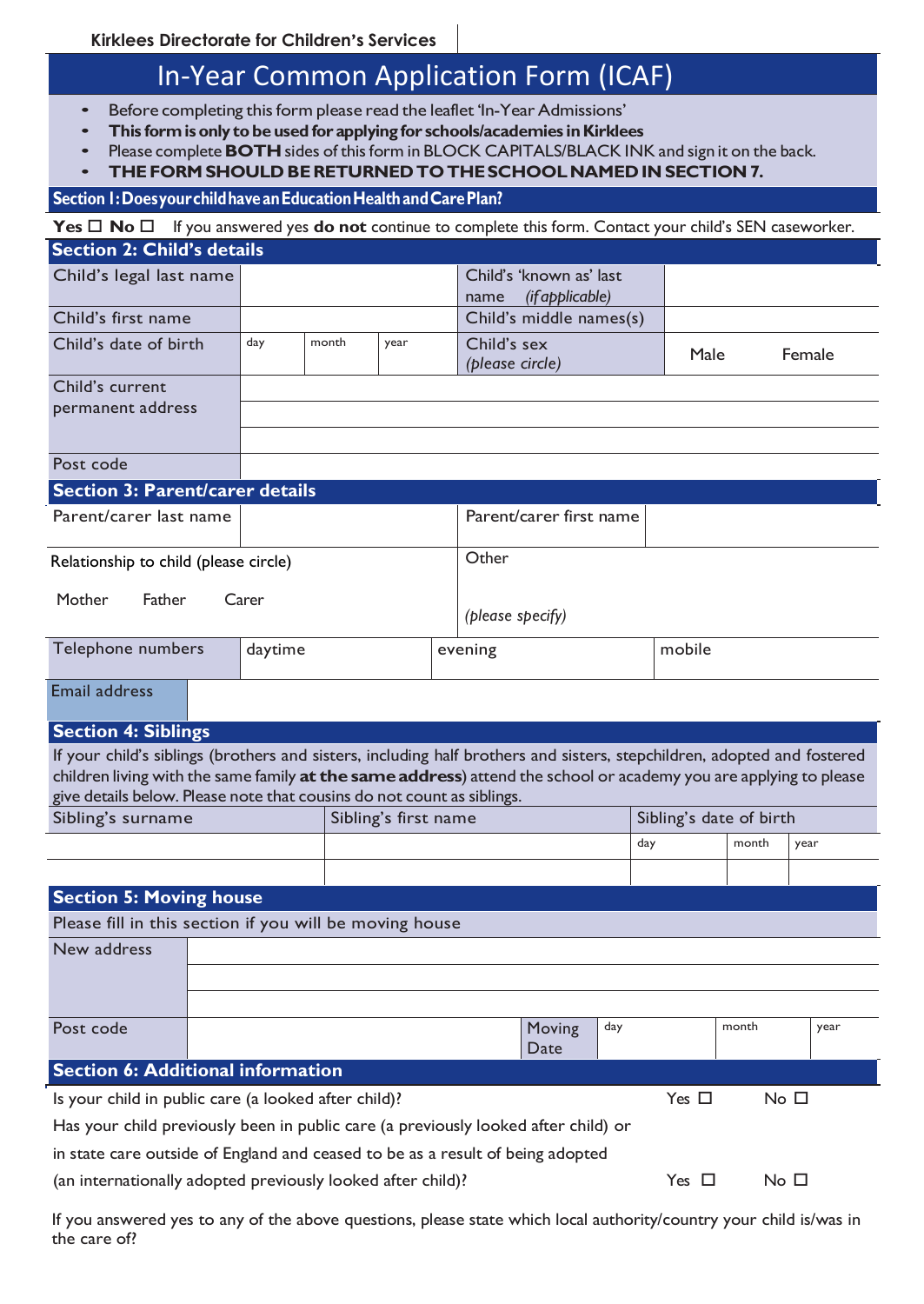Kirklees Directorate for Children's Services

# In-Year Common Application Form (ICAF)

- Before completing this form please read the leaflet 'In-Year Admissions'
- **This form is only to be used for applying for schools/academies in Kirklees**
- Please complete **BOTH** sides of this form in BLOCK CAPITALS/BLACK INK and sign it on the back.
- **THE FORM SHOULD BE RETURNED TO THE SCHOOL NAMED IN SECTION 7.**

## Section 1: Does your child have an Education Health and Care Plan?

**Yes** ☐ **No** ☐ If you answered yes **do not** continue to complete this form. Contact your child's SEN caseworker.

## Section 2: Child's details

| Child's legal last name | | | | Child's 'known as' last name *(if applicable)* | |
|---|---|---|---|---|---|
| Child's first name | | | | Child's middle names(s) | |
| Child's date of birth | day | month | year | Child's sex *(please circle)* | Male Female |
| Child's current permanent address | | | | | |
| Post code | | | | | |

## Section 3: Parent/carer details

| Parent/carer last name | | Parent/carer first name | |
|---|---|---|---|
| Relationship to child (please circle) Mother Father Carer | | Other *(please specify)* | |
| Telephone numbers | daytime | evening | mobile |
| Email address | | | |

## Section 4: Siblings

If your child's siblings (brothers and sisters, including half brothers and sisters, stepchildren, adopted and fostered children living with the same family **at the same address**) attend the school or academy you are applying to please give details below. Please note that cousins do not count as siblings.

| Sibling's surname | Sibling's first name | Sibling's date of birth | | |
|---|---|---|---|---|
| | | day | month | year |
| | | | | |

## Section 5: Moving house

Please fill in this section if you will be moving house

| New address | | | | | |
|---|---|---|---|---|---|
| Post code | | Moving Date | day | month | year |

## Section 6: Additional information

Is your child in public care (a looked after child)? Yes ☐ No ☐

Has your child previously been in public care (a previously looked after child) or in state care outside of England and ceased to be as a result of being adopted (an internationally adopted previously looked after child)? Yes ☐ No ☐

If you answered yes to any of the above questions, please state which local authority/country your child is/was in the care of?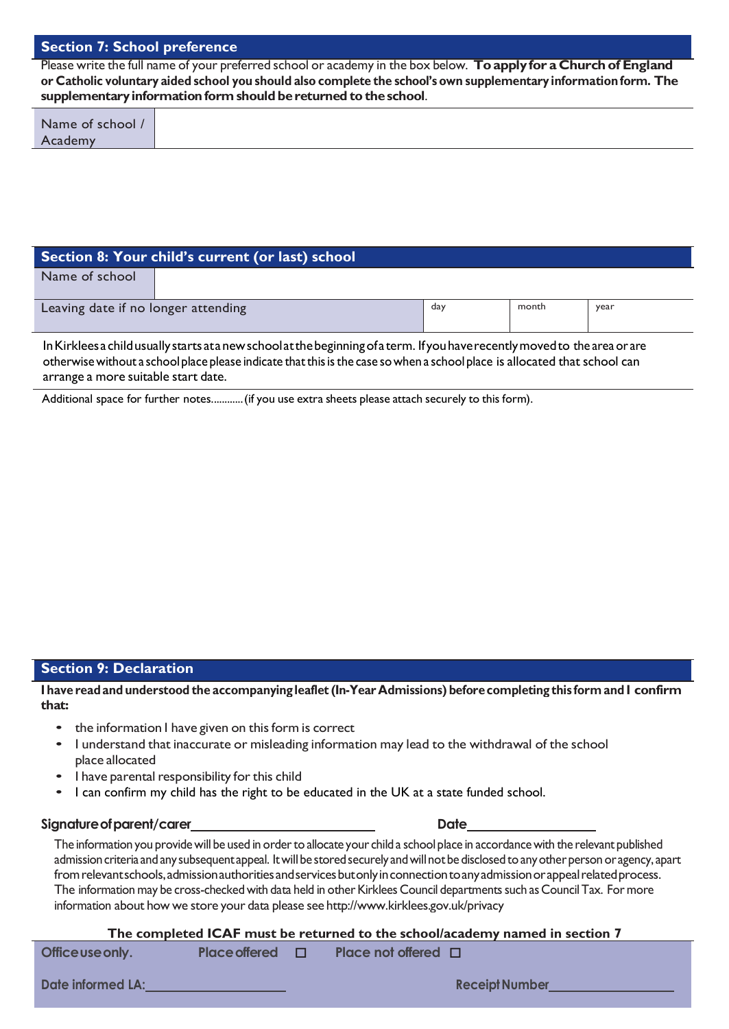## Section 7: School preference

Please write the full name of your preferred school or academy in the box below. **To apply for a Church of England or Catholic voluntary aided school you should also complete the school's own supplementary information form. The supplementary information form should be returned to the school**.

| | |
|---|---|
| Name of school / Academy | |

## Section 8: Your child's current (or last) school

| | | | |
|---|---|---|---|
| Name of school | | | |
| Leaving date if no longer attending | day | month | year |

In Kirklees a child usually starts at a new school at the beginning of a term. If you have recently moved to the area or are otherwise without a school place please indicate that this is the case so when a school place is allocated that school can arrange a more suitable start date.

Additional space for further notes........... (if you use extra sheets please attach securely to this form).

## Section 9: Declaration

**I have read and understood the accompanying leaflet (In-Year Admissions) before completing this form and I confirm that:**

- the information I have given on this form is correct
- I understand that inaccurate or misleading information may lead to the withdrawal of the school place allocated
- I have parental responsibility for this child
- I can confirm my child has the right to be educated in the UK at a state funded school.

**Signature of parent/carer**\_\_\_\_\_\_\_\_\_\_\_\_\_\_\_\_\_\_\_\_\_\_\_\_ **Date**\_\_\_\_\_\_\_\_\_\_\_\_\_\_\_\_

The information you provide will be used in order to allocate your child a school place in accordance with the relevant published admission criteria and any subsequent appeal. It will be stored securely and will not be disclosed to any other person or agency, apart from relevant schools, admission authorities and services but only in connection to any admission or appeal related process. The information may be cross-checked with data held in other Kirklees Council departments such as Council Tax. For more information about how we store your data please see http://www.kirklees.gov.uk/privacy

**The completed ICAF must be returned to the school/academy named in section 7**

**Office use only.** **Place offered** ☐ **Place not offered** ☐

**Date informed LA:**\_\_\_\_\_\_\_\_\_\_\_\_\_\_\_\_\_\_ **Receipt Number**\_\_\_\_\_\_\_\_\_\_\_\_\_\_\_\_